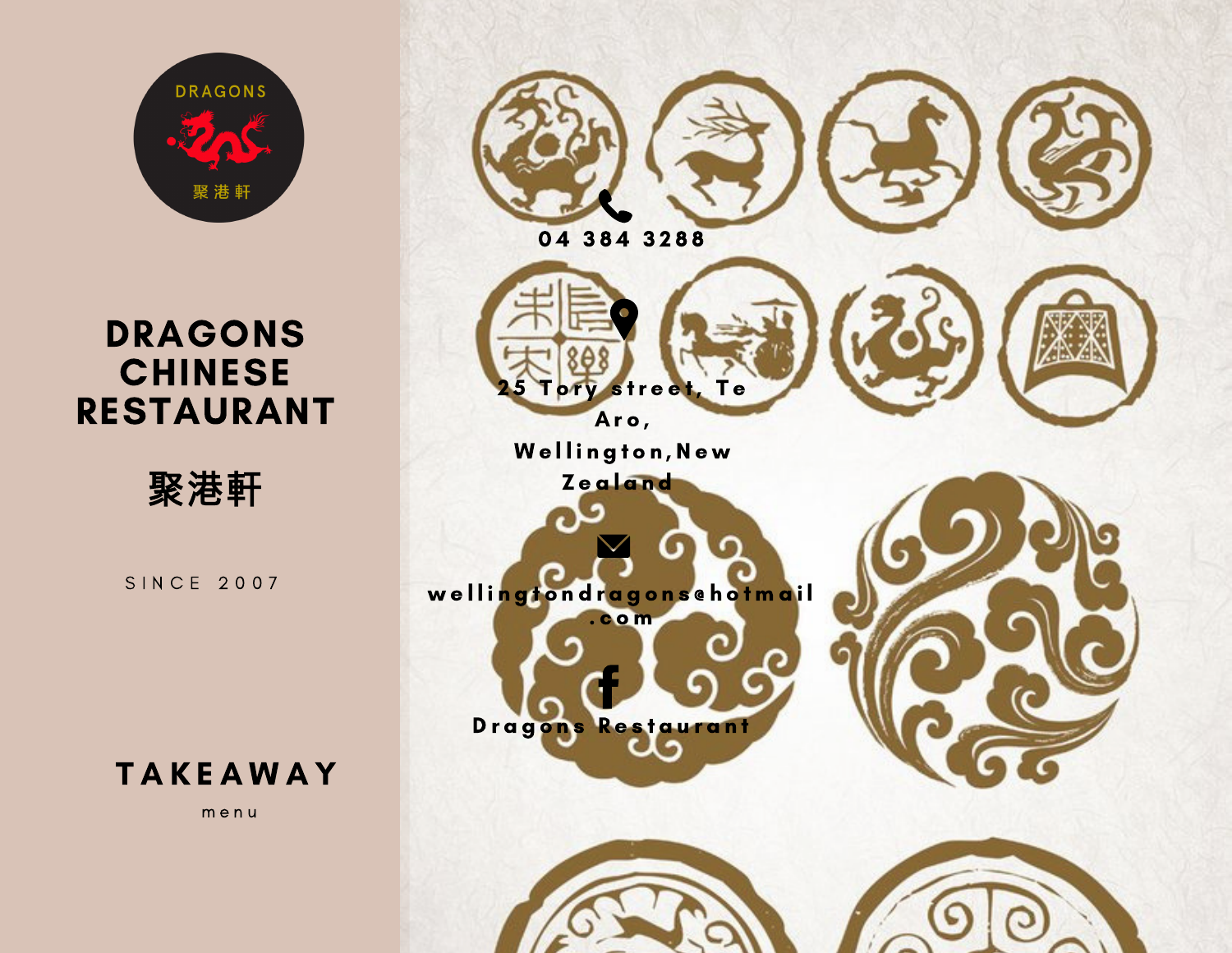DRAGONS

聚港軒

# DRAGONS CHINESE RESTAURANT

## 聚港軒

SINCE 2007

## TAKEAWAY

menu

04 384 3288

25 Tory street, Te Aro, Wellington,New Zealand

wellingtondragons@hotmail.com

Dragons Restaurant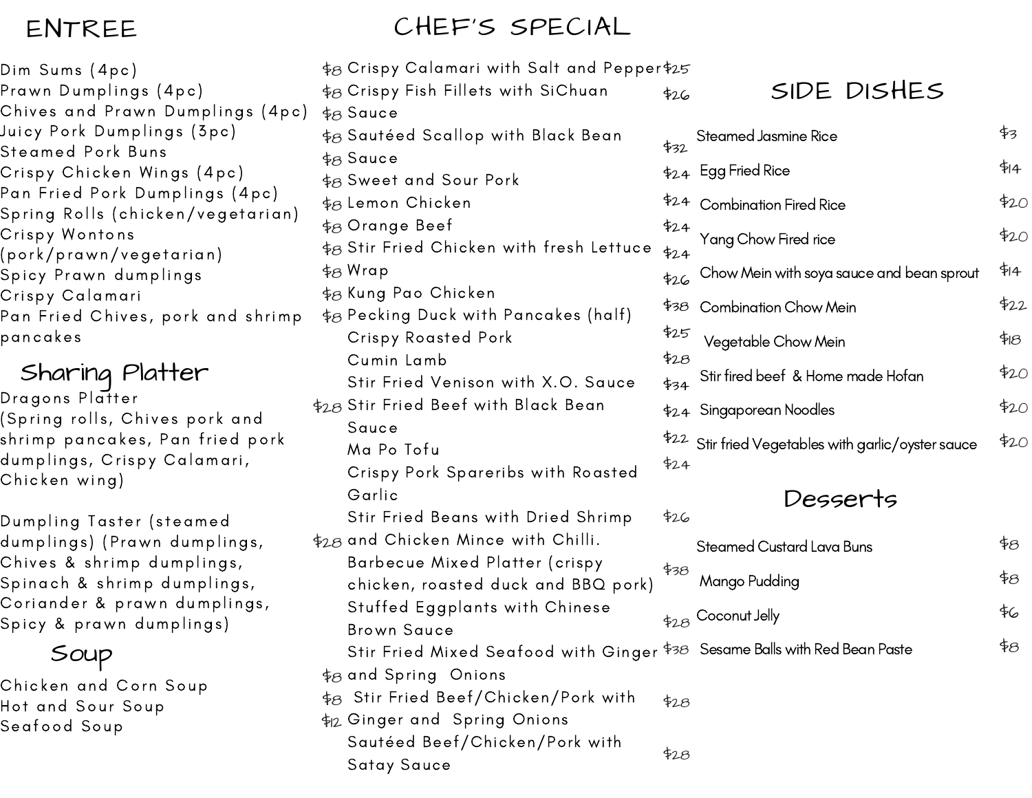# ENTREE

- Dim Sums (4pc) — $8
- Prawn Dumplings (4pc) — $8
- Chives and Prawn Dumplings (4pc) — $8
- Juicy Pork Dumplings (3pc) — $8
- Steamed Pork Buns — $8
- Crispy Chicken Wings (4pc) — $8
- Pan Fried Pork Dumplings (4pc) — $8
- Spring Rolls (chicken/vegetarian) — $8
- Crispy Wontons (pork/prawn/vegetarian) — $8
- Spicy Prawn dumplings — $8
- Crispy Calamari — $8
- Pan Fried Chives, pork and shrimp pancakes — $8

## Sharing Platter

- Dragons Platter (Spring rolls, Chives pork and shrimp pancakes, Pan fried pork dumplings, Crispy Calamari, Chicken wing) — $28
- Dumpling Taster (steamed dumplings) (Prawn dumplings, Chives & shrimp dumplings, Spinach & shrimp dumplings, Coriander & prawn dumplings, Spicy & prawn dumplings) — $28

## Soup

- Chicken and Corn Soup — $8
- Hot and Sour Soup — $8
- Seafood Soup — $12

# CHEF'S SPECIAL

- Crispy Calamari with Salt and Pepper — $25
- Crispy Fish Fillets with SiChuan Sauce — $26
- Sautéed Scallop with Black Bean Sauce — $32
- Sweet and Sour Pork — $24
- Lemon Chicken — $24
- Orange Beef — $24
- Stir Fried Chicken with fresh Lettuce Wrap — $24
- Kung Pao Chicken — $26
- Pecking Duck with Pancakes (half) — $38
- Crispy Roasted Pork — $25
- Cumin Lamb — $28
- Stir Fried Venison with X.O. Sauce — $34
- Stir Fried Beef with Black Bean Sauce — $24
- Ma Po Tofu — $22
- Crispy Pork Spareribs with Roasted Garlic — $24
- Stir Fried Beans with Dried Shrimp and Chicken Mince with Chilli. — $26
- Barbecue Mixed Platter (crispy chicken, roasted duck and BBQ pork) — $38
- Stuffed Eggplants with Chinese Brown Sauce — $28
- Stir Fried Mixed Seafood with Ginger and Spring Onions — $38
- Stir Fried Beef/Chicken/Pork with Ginger and Spring Onions — $28
- Sautéed Beef/Chicken/Pork with Satay Sauce — $28

# SIDE DISHES

- Steamed Jasmine Rice — $3
- Egg Fried Rice — $14
- Combination Fired Rice — $20
- Yang Chow Fired rice — $20
- Chow Mein with soya sauce and bean sprout — $14
- Combination Chow Mein — $22
- Vegetable Chow Mein — $18
- Stir fired beef & Home made Hofan — $20
- Singaporean Noodles — $20
- Stir fried Vegetables with garlic/oyster sauce — $20

# Desserts

- Steamed Custard Lava Buns — $8
- Mango Pudding — $8
- Coconut Jelly — $6
- Sesame Balls with Red Bean Paste — $8